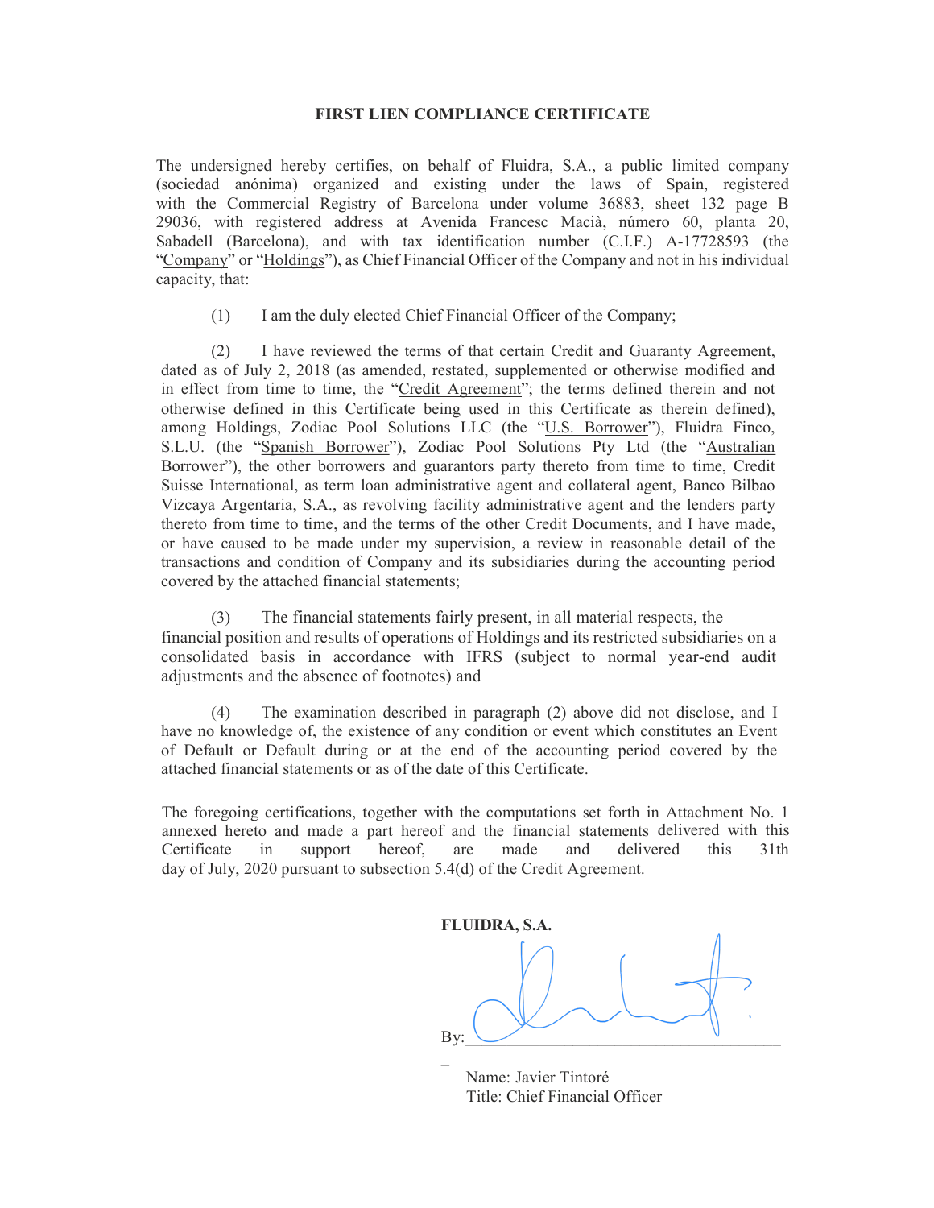# FIRST LIEN COMPLIANCE CERTIFICATE

The undersigned hereby certifies, on behalf of Fluidra, S.A., a public limited company (sociedad anónima) organized and existing under the laws of Spain, registered with the Commercial Registry of Barcelona under volume 36883, sheet 132 page B 29036, with registered address at Avenida Francesc Macià, número 60, planta 20, Sabadell (Barcelona), and with tax identification number (C.I.F.) A-17728593 (the "Company" or "Holdings"), as Chief Financial Officer of the Company and not in his individual capacity, that:

(1) I am the duly elected Chief Financial Officer of the Company;

(2) I have reviewed the terms of that certain Credit and Guaranty Agreement, dated as of July 2, 2018 (as amended, restated, supplemented or otherwise modified and in effect from time to time, the "Credit Agreement"; the terms defined therein and not otherwise defined in this Certificate being used in this Certificate as therein defined), among Holdings, Zodiac Pool Solutions LLC (the "U.S. Borrower"), Fluidra Finco, S.L.U. (the "Spanish Borrower"), Zodiac Pool Solutions Pty Ltd (the "Australian Borrower"), the other borrowers and guarantors party thereto from time to time, Credit Suisse International, as term loan administrative agent and collateral agent, Banco Bilbao Vizcaya Argentaria, S.A., as revolving facility administrative agent and the lenders party thereto from time to time, and the terms of the other Credit Documents, and I have made, or have caused to be made under my supervision, a review in reasonable detail of the transactions and condition of Company and its subsidiaries during the accounting period covered by the attached financial statements;

(3) The financial statements fairly present, in all material respects, the financial position and results of operations of Holdings and its restricted subsidiaries on a consolidated basis in accordance with IFRS (subject to normal year-end audit adjustments and the absence of footnotes) and

(4) The examination described in paragraph (2) above did not disclose, and I have no knowledge of, the existence of any condition or event which constitutes an Event of Default or Default during or at the end of the accounting period covered by the attached financial statements or as of the date of this Certificate.

The foregoing certifications, together with the computations set forth in Attachment No. 1 annexed hereto and made a part hereof and the financial statements delivered with this Certificate in support hereof, are made and delivered this 31th day of July, 2020 pursuant to subsection 5.4(d) of the Credit Agreement.

**FLUIDRA, S.A.**

By: ______________________________________

Name: Javier Tintoré
Title: Chief Financial Officer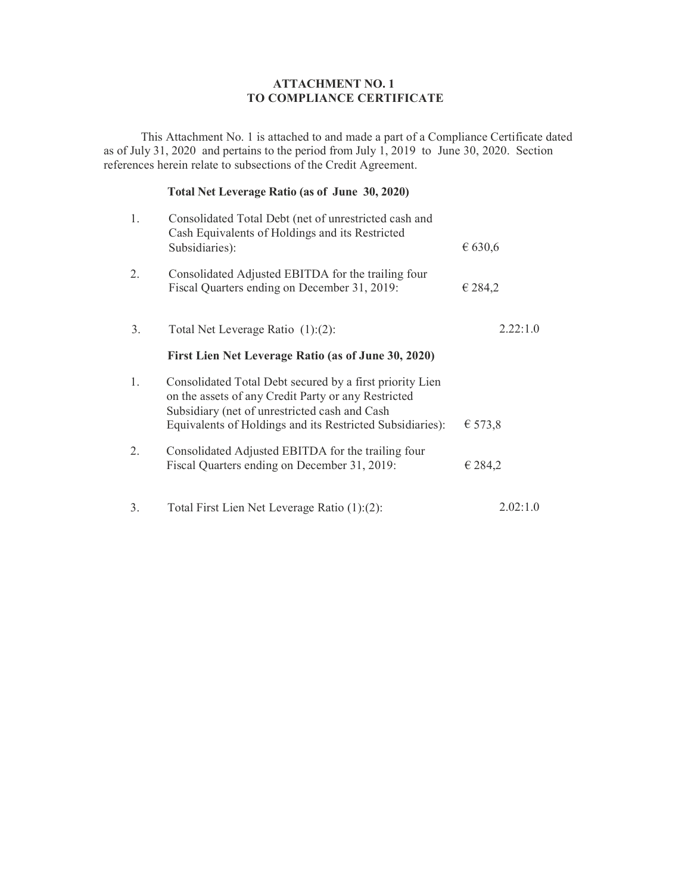**ATTACHMENT NO. 1**
**TO COMPLIANCE CERTIFICATE**

This Attachment No. 1 is attached to and made a part of a Compliance Certificate dated as of July 31, 2020 and pertains to the period from July 1, 2019 to June 30, 2020. Section references herein relate to subsections of the Credit Agreement.

**Total Net Leverage Ratio (as of June 30, 2020)**

| | | |
|---|---|---|
| 1. | Consolidated Total Debt (net of unrestricted cash and Cash Equivalents of Holdings and its Restricted Subsidiaries): | € 630,6 |
| 2. | Consolidated Adjusted EBITDA for the trailing four Fiscal Quarters ending on December 31, 2019: | € 284,2 |
| 3. | Total Net Leverage Ratio (1):(2): | 2.22:1.0 |

**First Lien Net Leverage Ratio (as of June 30, 2020)**

| | | |
|---|---|---|
| 1. | Consolidated Total Debt secured by a first priority Lien on the assets of any Credit Party or any Restricted Subsidiary (net of unrestricted cash and Cash Equivalents of Holdings and its Restricted Subsidiaries): | € 573,8 |
| 2. | Consolidated Adjusted EBITDA for the trailing four Fiscal Quarters ending on December 31, 2019: | € 284,2 |
| 3. | Total First Lien Net Leverage Ratio (1):(2): | 2.02:1.0 |